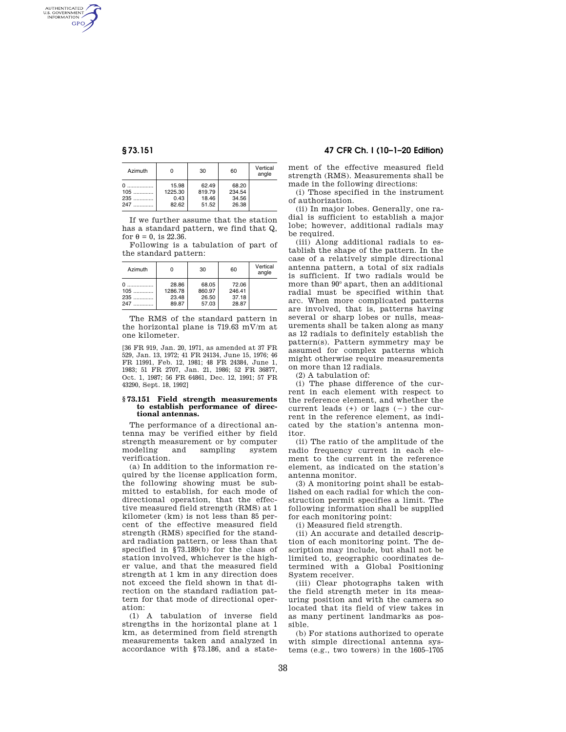| Azimuth | 0 | 30 | 60 | Vertical angle |
|---|---|---|---|---|
| 0 | 15.98 | 62.49 | 68.20 | |
| 105 | 1225.30 | 819.79 | 234.54 | |
| 235 | 0.43 | 18.46 | 34.56 | |
| 247 | 82.62 | 51.52 | 26.38 | |

If we further assume that the station has a standard pattern, we find that Q, for θ = 0, is 22.36.

Following is a tabulation of part of the standard pattern:

| Azimuth | 0 | 30 | 60 | Vertical angle |
|---|---|---|---|---|
| 0 | 28.86 | 68.05 | 72.06 | |
| 105 | 1286.78 | 860.97 | 246.41 | |
| 235 | 23.48 | 26.50 | 37.18 | |
| 247 | 89.87 | 57.03 | 28.87 | |

The RMS of the standard pattern in the horizontal plane is 719.63 mV/m at one kilometer.

[36 FR 919, Jan. 20, 1971, as amended at 37 FR 529, Jan. 13, 1972; 41 FR 24134, June 15, 1976; 46 FR 11991, Feb. 12, 1981; 48 FR 24384, June 1, 1983; 51 FR 2707, Jan. 21, 1986; 52 FR 36877, Oct. 1, 1987; 56 FR 64861, Dec. 12, 1991; 57 FR 43290, Sept. 18, 1992]

## § 73.151 Field strength measurements to establish performance of directional antennas.

The performance of a directional antenna may be verified either by field strength measurement or by computer modeling and sampling system verification.

(a) In addition to the information required by the license application form, the following showing must be submitted to establish, for each mode of directional operation, that the effective measured field strength (RMS) at 1 kilometer (km) is not less than 85 percent of the effective measured field strength (RMS) specified for the standard radiation pattern, or less than that specified in §73.189(b) for the class of station involved, whichever is the higher value, and that the measured field strength at 1 km in any direction does not exceed the field shown in that direction on the standard radiation pattern for that mode of directional operation:

(1) A tabulation of inverse field strengths in the horizontal plane at 1 km, as determined from field strength measurements taken and analyzed in accordance with §73.186, and a statement of the effective measured field strength (RMS). Measurements shall be made in the following directions:

(i) Those specified in the instrument of authorization.

(ii) In major lobes. Generally, one radial is sufficient to establish a major lobe; however, additional radials may be required.

(iii) Along additional radials to establish the shape of the pattern. In the case of a relatively simple directional antenna pattern, a total of six radials is sufficient. If two radials would be more than 90° apart, then an additional radial must be specified within that arc. When more complicated patterns are involved, that is, patterns having several or sharp lobes or nulls, measurements shall be taken along as many as 12 radials to definitely establish the pattern(s). Pattern symmetry may be assumed for complex patterns which might otherwise require measurements on more than 12 radials.

(2) A tabulation of:

(i) The phase difference of the current in each element with respect to the reference element, and whether the current leads (+) or lags (−) the current in the reference element, as indicated by the station's antenna monitor.

(ii) The ratio of the amplitude of the radio frequency current in each element to the current in the reference element, as indicated on the station's antenna monitor.

(3) A monitoring point shall be established on each radial for which the construction permit specifies a limit. The following information shall be supplied for each monitoring point:

(i) Measured field strength.

(ii) An accurate and detailed description of each monitoring point. The description may include, but shall not be limited to, geographic coordinates determined with a Global Positioning System receiver.

(iii) Clear photographs taken with the field strength meter in its measuring position and with the camera so located that its field of view takes in as many pertinent landmarks as possible.

(b) For stations authorized to operate with simple directional antenna systems (e.g., two towers) in the 1605–1705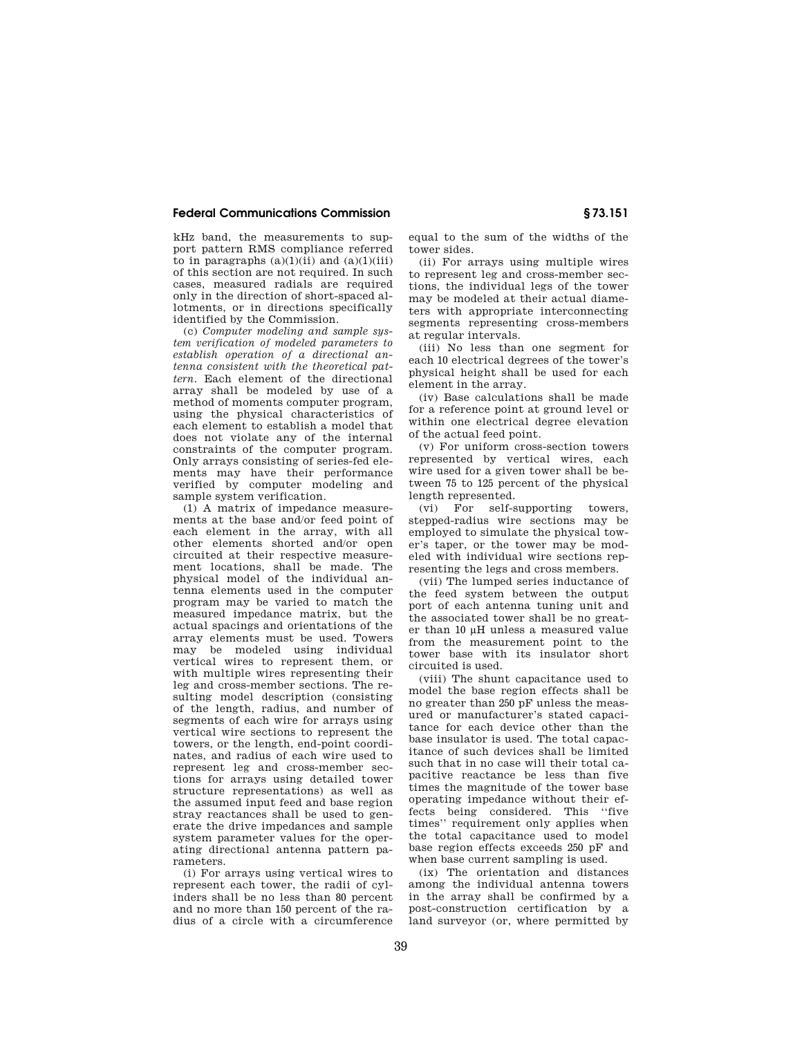kHz band, the measurements to support pattern RMS compliance referred to in paragraphs (a)(1)(ii) and (a)(1)(iii) of this section are not required. In such cases, measured radials are required only in the direction of short-spaced allotments, or in directions specifically identified by the Commission.

(c) *Computer modeling and sample system verification of modeled parameters to establish operation of a directional antenna consistent with the theoretical pattern.* Each element of the directional array shall be modeled by use of a method of moments computer program, using the physical characteristics of each element to establish a model that does not violate any of the internal constraints of the computer program. Only arrays consisting of series-fed elements may have their performance verified by computer modeling and sample system verification.

(1) A matrix of impedance measurements at the base and/or feed point of each element in the array, with all other elements shorted and/or open circuited at their respective measurement locations, shall be made. The physical model of the individual antenna elements used in the computer program may be varied to match the measured impedance matrix, but the actual spacings and orientations of the array elements must be used. Towers may be modeled using individual vertical wires to represent them, or with multiple wires representing their leg and cross-member sections. The resulting model description (consisting of the length, radius, and number of segments of each wire for arrays using vertical wire sections to represent the towers, or the length, end-point coordinates, and radius of each wire used to represent leg and cross-member sections for arrays using detailed tower structure representations) as well as the assumed input feed and base region stray reactances shall be used to generate the drive impedances and sample system parameter values for the operating directional antenna pattern parameters.

(i) For arrays using vertical wires to represent each tower, the radii of cylinders shall be no less than 80 percent and no more than 150 percent of the radius of a circle with a circumference equal to the sum of the widths of the tower sides.

(ii) For arrays using multiple wires to represent leg and cross-member sections, the individual legs of the tower may be modeled at their actual diameters with appropriate interconnecting segments representing cross-members at regular intervals.

(iii) No less than one segment for each 10 electrical degrees of the tower's physical height shall be used for each element in the array.

(iv) Base calculations shall be made for a reference point at ground level or within one electrical degree elevation of the actual feed point.

(v) For uniform cross-section towers represented by vertical wires, each wire used for a given tower shall be between 75 to 125 percent of the physical length represented.

(vi) For self-supporting towers, stepped-radius wire sections may be employed to simulate the physical tower's taper, or the tower may be modeled with individual wire sections representing the legs and cross members.

(vii) The lumped series inductance of the feed system between the output port of each antenna tuning unit and the associated tower shall be no greater than 10 μH unless a measured value from the measurement point to the tower base with its insulator short circuited is used.

(viii) The shunt capacitance used to model the base region effects shall be no greater than 250 pF unless the measured or manufacturer's stated capacitance for each device other than the base insulator is used. The total capacitance of such devices shall be limited such that in no case will their total capacitive reactance be less than five times the magnitude of the tower base operating impedance without their effects being considered. This "five times" requirement only applies when the total capacitance used to model base region effects exceeds 250 pF and when base current sampling is used.

(ix) The orientation and distances among the individual antenna towers in the array shall be confirmed by a post-construction certification by a land surveyor (or, where permitted by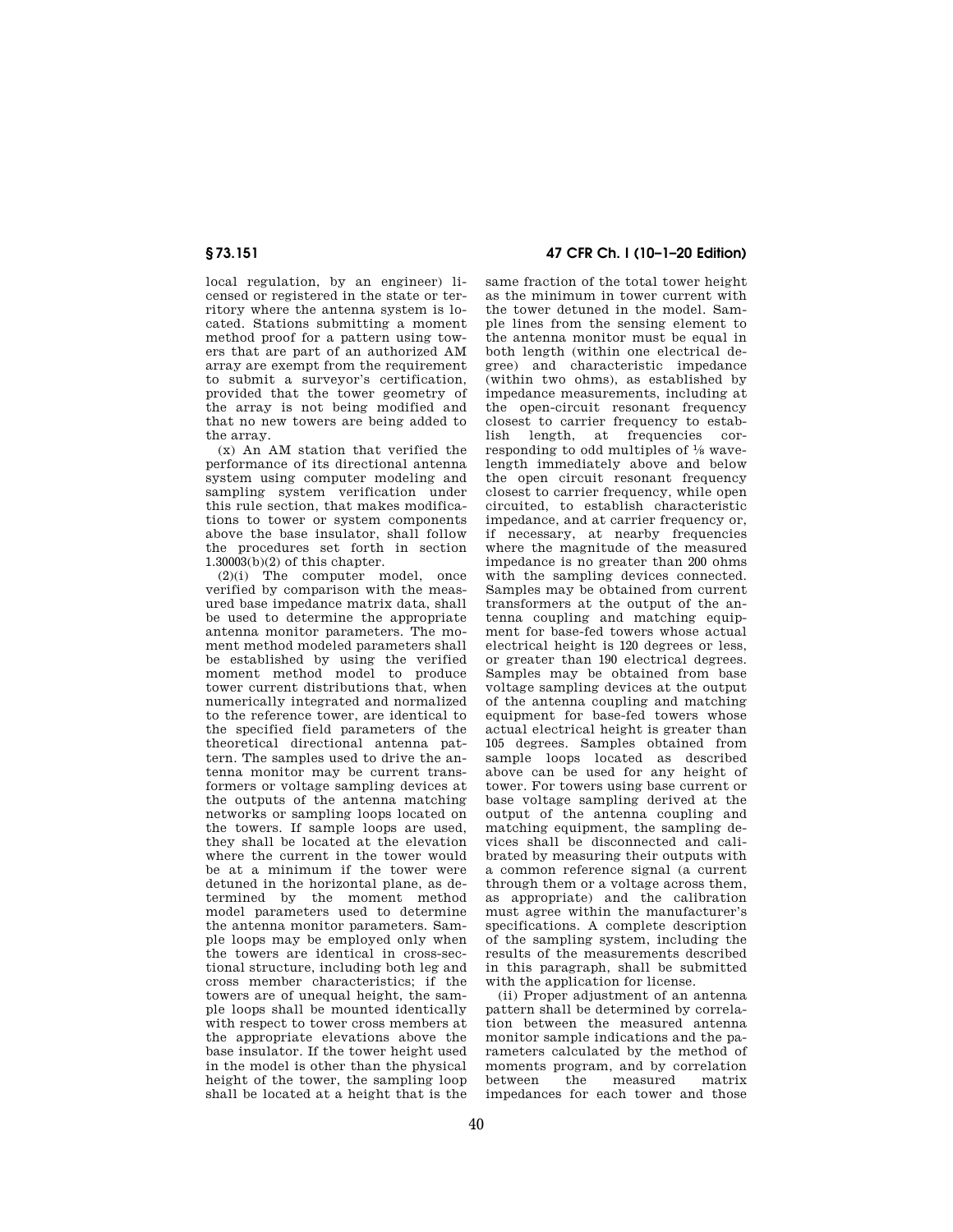local regulation, by an engineer) licensed or registered in the state or territory where the antenna system is located. Stations submitting a moment method proof for a pattern using towers that are part of an authorized AM array are exempt from the requirement to submit a surveyor's certification, provided that the tower geometry of the array is not being modified and that no new towers are being added to the array.

(x) An AM station that verified the performance of its directional antenna system using computer modeling and sampling system verification under this rule section, that makes modifications to tower or system components above the base insulator, shall follow the procedures set forth in section 1.30003(b)(2) of this chapter.

(2)(i) The computer model, once verified by comparison with the measured base impedance matrix data, shall be used to determine the appropriate antenna monitor parameters. The moment method modeled parameters shall be established by using the verified moment method model to produce tower current distributions that, when numerically integrated and normalized to the reference tower, are identical to the specified field parameters of the theoretical directional antenna pattern. The samples used to drive the antenna monitor may be current transformers or voltage sampling devices at the outputs of the antenna matching networks or sampling loops located on the towers. If sample loops are used, they shall be located at the elevation where the current in the tower would be at a minimum if the tower were detuned in the horizontal plane, as determined by the moment method model parameters used to determine the antenna monitor parameters. Sample loops may be employed only when the towers are identical in cross-sectional structure, including both leg and cross member characteristics; if the towers are of unequal height, the sample loops shall be mounted identically with respect to tower cross members at the appropriate elevations above the base insulator. If the tower height used in the model is other than the physical height of the tower, the sampling loop shall be located at a height that is the same fraction of the total tower height as the minimum in tower current with the tower detuned in the model. Sample lines from the sensing element to the antenna monitor must be equal in both length (within one electrical degree) and characteristic impedance (within two ohms), as established by impedance measurements, including at the open-circuit resonant frequency closest to carrier frequency to establish length, at frequencies corresponding to odd multiples of ⅛ wavelength immediately above and below the open circuit resonant frequency closest to carrier frequency, while open circuited, to establish characteristic impedance, and at carrier frequency or, if necessary, at nearby frequencies where the magnitude of the measured impedance is no greater than 200 ohms with the sampling devices connected. Samples may be obtained from current transformers at the output of the antenna coupling and matching equipment for base-fed towers whose actual electrical height is 120 degrees or less, or greater than 190 electrical degrees. Samples may be obtained from base voltage sampling devices at the output of the antenna coupling and matching equipment for base-fed towers whose actual electrical height is greater than 105 degrees. Samples obtained from sample loops located as described above can be used for any height of tower. For towers using base current or base voltage sampling derived at the output of the antenna coupling and matching equipment, the sampling devices shall be disconnected and calibrated by measuring their outputs with a common reference signal (a current through them or a voltage across them, as appropriate) and the calibration must agree within the manufacturer's specifications. A complete description of the sampling system, including the results of the measurements described in this paragraph, shall be submitted with the application for license.

(ii) Proper adjustment of an antenna pattern shall be determined by correlation between the measured antenna monitor sample indications and the parameters calculated by the method of moments program, and by correlation between the measured matrix impedances for each tower and those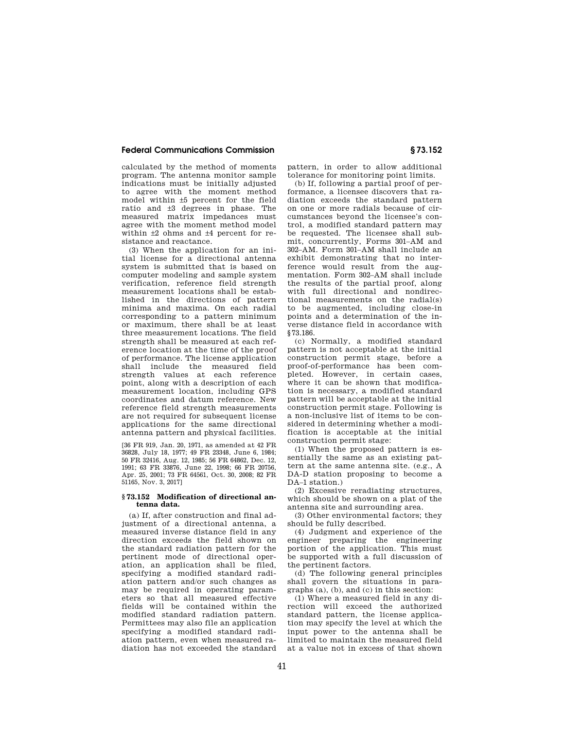calculated by the method of moments program. The antenna monitor sample indications must be initially adjusted to agree with the moment method model within ±5 percent for the field ratio and ±3 degrees in phase. The measured matrix impedances must agree with the moment method model within ±2 ohms and ±4 percent for resistance and reactance.

(3) When the application for an initial license for a directional antenna system is submitted that is based on computer modeling and sample system verification, reference field strength measurement locations shall be established in the directions of pattern minima and maxima. On each radial corresponding to a pattern minimum or maximum, there shall be at least three measurement locations. The field strength shall be measured at each reference location at the time of the proof of performance. The license application shall include the measured field strength values at each reference point, along with a description of each measurement location, including GPS coordinates and datum reference. New reference field strength measurements are not required for subsequent license applications for the same directional antenna pattern and physical facilities.

[36 FR 919, Jan. 20, 1971, as amended at 42 FR 36828, July 18, 1977; 49 FR 23348, June 6, 1984; 50 FR 32416, Aug. 12, 1985; 56 FR 64862, Dec. 12, 1991; 63 FR 33876, June 22, 1998; 66 FR 20756, Apr. 25, 2001; 73 FR 64561, Oct. 30, 2008; 82 FR 51165, Nov. 3, 2017]

### § 73.152 Modification of directional antenna data.

(a) If, after construction and final adjustment of a directional antenna, a measured inverse distance field in any direction exceeds the field shown on the standard radiation pattern for the pertinent mode of directional operation, an application shall be filed, specifying a modified standard radiation pattern and/or such changes as may be required in operating parameters so that all measured effective fields will be contained within the modified standard radiation pattern. Permittees may also file an application specifying a modified standard radiation pattern, even when measured radiation has not exceeded the standard pattern, in order to allow additional tolerance for monitoring point limits.

(b) If, following a partial proof of performance, a licensee discovers that radiation exceeds the standard pattern on one or more radials because of circumstances beyond the licensee's control, a modified standard pattern may be requested. The licensee shall submit, concurrently, Forms 301–AM and 302–AM. Form 301–AM shall include an exhibit demonstrating that no interference would result from the augmentation. Form 302–AM shall include the results of the partial proof, along with full directional and nondirectional measurements on the radial(s) to be augmented, including close-in points and a determination of the inverse distance field in accordance with §73.186.

(c) Normally, a modified standard pattern is not acceptable at the initial construction permit stage, before a proof-of-performance has been completed. However, in certain cases, where it can be shown that modification is necessary, a modified standard pattern will be acceptable at the initial construction permit stage. Following is a non-inclusive list of items to be considered in determining whether a modification is acceptable at the initial construction permit stage:

(1) When the proposed pattern is essentially the same as an existing pattern at the same antenna site. (e.g., A DA-D station proposing to become a DA–1 station.)

(2) Excessive reradiating structures, which should be shown on a plat of the antenna site and surrounding area.

(3) Other environmental factors; they should be fully described.

(4) Judgment and experience of the engineer preparing the engineering portion of the application. This must be supported with a full discussion of the pertinent factors.

(d) The following general principles shall govern the situations in paragraphs (a), (b), and (c) in this section:

(1) Where a measured field in any direction will exceed the authorized standard pattern, the license application may specify the level at which the input power to the antenna shall be limited to maintain the measured field at a value not in excess of that shown